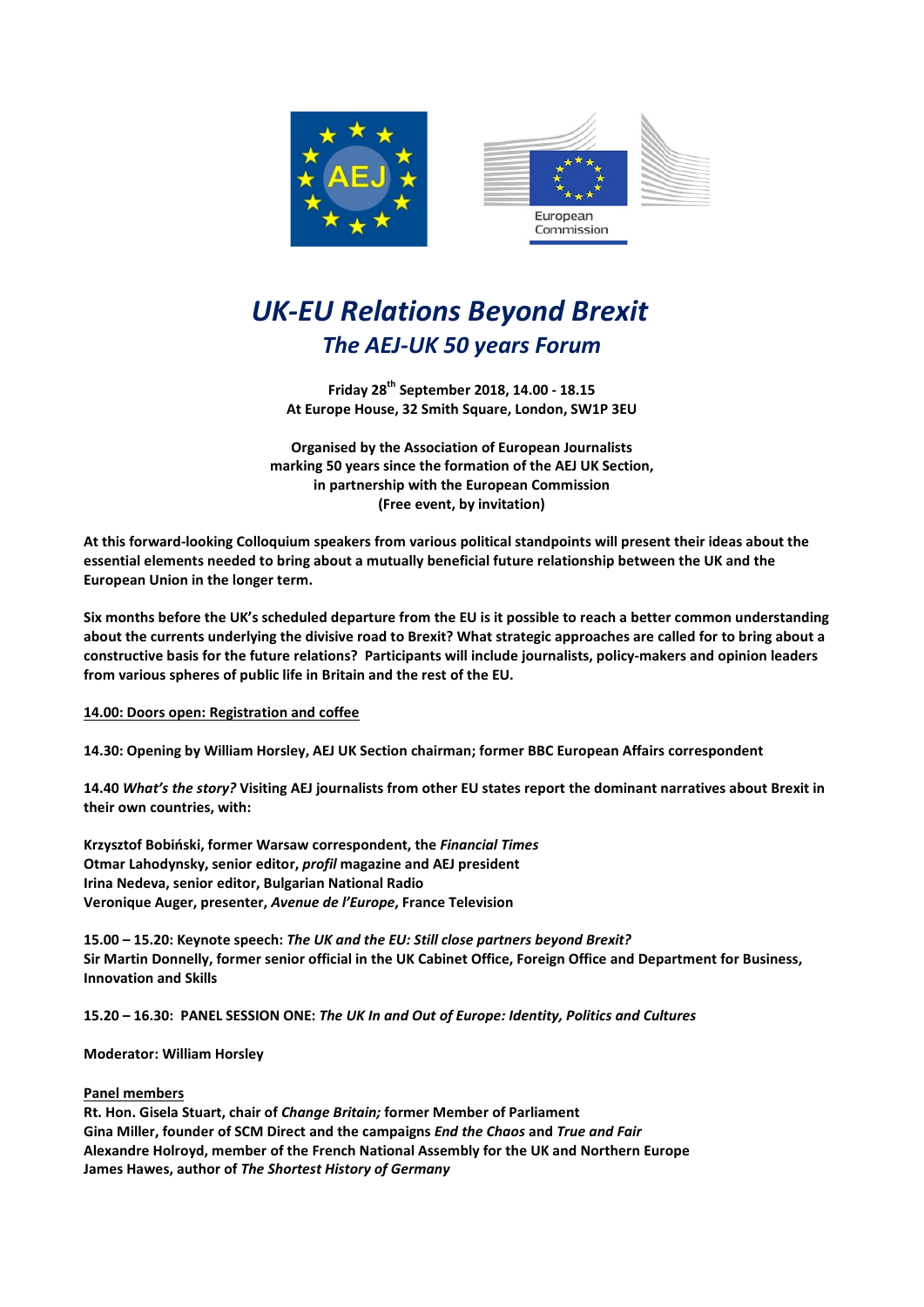# *UK-EU Relations Beyond Brexit*

## *The AEJ-UK 50 years Forum*

**Friday 28th September 2018, 14.00 - 18.15**
**At Europe House, 32 Smith Square, London, SW1P 3EU**

**Organised by the Association of European Journalists marking 50 years since the formation of the AEJ UK Section, in partnership with the European Commission (Free event, by invitation)**

**At this forward-looking Colloquium speakers from various political standpoints will present their ideas about the essential elements needed to bring about a mutually beneficial future relationship between the UK and the European Union in the longer term.**

**Six months before the UK's scheduled departure from the EU is it possible to reach a better common understanding about the currents underlying the divisive road to Brexit? What strategic approaches are called for to bring about a constructive basis for the future relations? Participants will include journalists, policy-makers and opinion leaders from various spheres of public life in Britain and the rest of the EU.**

**14.00: Doors open: Registration and coffee**

**14.30: Opening by William Horsley, AEJ UK Section chairman; former BBC European Affairs correspondent**

**14.40 *What's the story?* Visiting AEJ journalists from other EU states report the dominant narratives about Brexit in their own countries, with:**

**Krzysztof Bobiński, former Warsaw correspondent, the *Financial Times***
**Otmar Lahodynsky, senior editor, *profil* magazine and AEJ president**
**Irina Nedeva, senior editor, Bulgarian National Radio**
**Veronique Auger, presenter, *Avenue de l'Europe*, France Television**

**15.00 – 15.20: Keynote speech: *The UK and the EU: Still close partners beyond Brexit?***
**Sir Martin Donnelly, former senior official in the UK Cabinet Office, Foreign Office and Department for Business, Innovation and Skills**

**15.20 – 16.30: PANEL SESSION ONE: *The UK In and Out of Europe: Identity, Politics and Cultures***

**Moderator: William Horsley**

**Panel members**
**Rt. Hon. Gisela Stuart, chair of *Change Britain;* former Member of Parliament**
**Gina Miller, founder of SCM Direct and the campaigns *End the Chaos* and *True and Fair***
**Alexandre Holroyd, member of the French National Assembly for the UK and Northern Europe**
**James Hawes, author of *The Shortest History of Germany***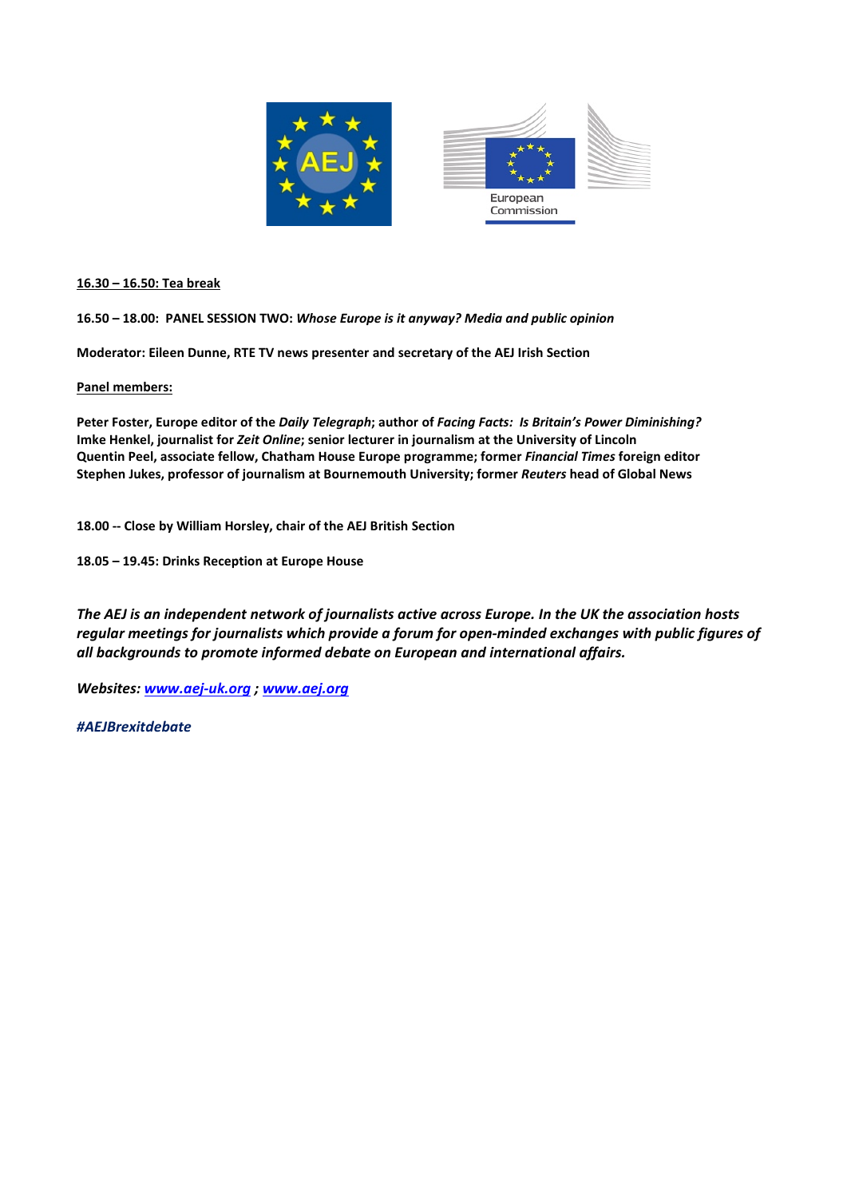**16.30 – 16.50: Tea break**

**16.50 – 18.00: PANEL SESSION TWO: *Whose Europe is it anyway? Media and public opinion***

**Moderator: Eileen Dunne, RTE TV news presenter and secretary of the AEJ Irish Section**

**Panel members:**

**Peter Foster, Europe editor of the *Daily Telegraph*; author of *Facing Facts: Is Britain's Power Diminishing?***
**Imke Henkel, journalist for *Zeit Online*; senior lecturer in journalism at the University of Lincoln**
**Quentin Peel, associate fellow, Chatham House Europe programme; former *Financial Times* foreign editor**
**Stephen Jukes, professor of journalism at Bournemouth University; former *Reuters* head of Global News**

**18.00 -- Close by William Horsley, chair of the AEJ British Section**

**18.05 – 19.45: Drinks Reception at Europe House**

***The AEJ is an independent network of journalists active across Europe. In the UK the association hosts regular meetings for journalists which provide a forum for open-minded exchanges with public figures of all backgrounds to promote informed debate on European and international affairs.***

***Websites: [www.aej-uk.org](http://www.aej-uk.org) ; [www.aej.org](http://www.aej.org)***

***#AEJBrexitdebate***